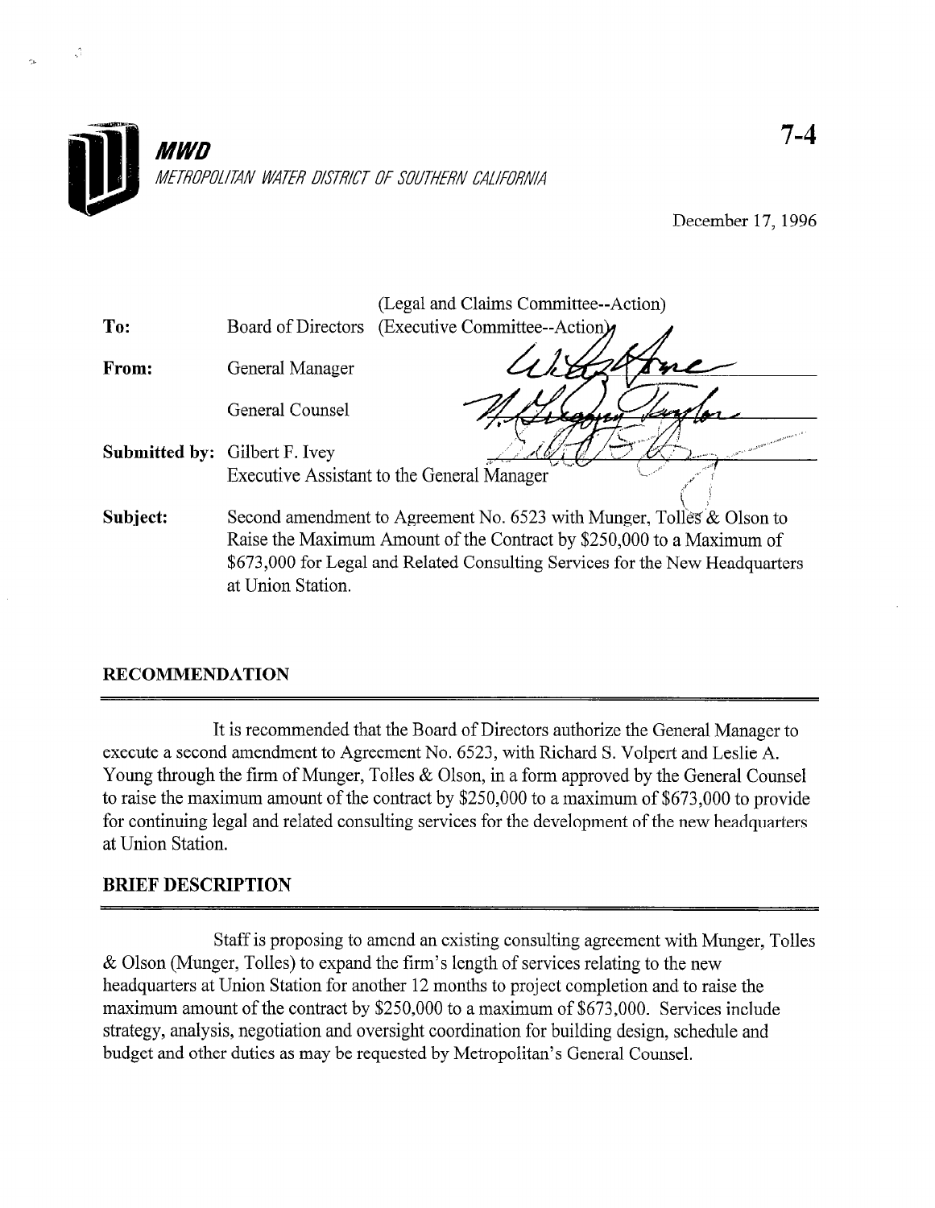**MWD**

*METROPOLITAN WATER DISTRICT OF SOUTHERN CALIFORNIA*

7-4

December 17, 1996

| | | |
|---|---|---|
| | | (Legal and Claims Committee--Action) |
| **To:** | Board of Directors | (Executive Committee--Action) |
| **From:** | General Manager | |
| | General Counsel | |
| **Submitted by:** | Gilbert F. Ivey<br>Executive Assistant to the General Manager | |
| **Subject:** | Second amendment to Agreement No. 6523 with Munger, Tolles & Olson to Raise the Maximum Amount of the Contract by $250,000 to a Maximum of $673,000 for Legal and Related Consulting Services for the New Headquarters at Union Station. | |

## RECOMMENDATION

It is recommended that the Board of Directors authorize the General Manager to execute a second amendment to Agreement No. 6523, with Richard S. Volpert and Leslie A. Young through the firm of Munger, Tolles & Olson, in a form approved by the General Counsel to raise the maximum amount of the contract by $250,000 to a maximum of $673,000 to provide for continuing legal and related consulting services for the development of the new headquarters at Union Station.

## BRIEF DESCRIPTION

Staff is proposing to amend an existing consulting agreement with Munger, Tolles & Olson (Munger, Tolles) to expand the firm's length of services relating to the new headquarters at Union Station for another 12 months to project completion and to raise the maximum amount of the contract by $250,000 to a maximum of $673,000. Services include strategy, analysis, negotiation and oversight coordination for building design, schedule and budget and other duties as may be requested by Metropolitan's General Counsel.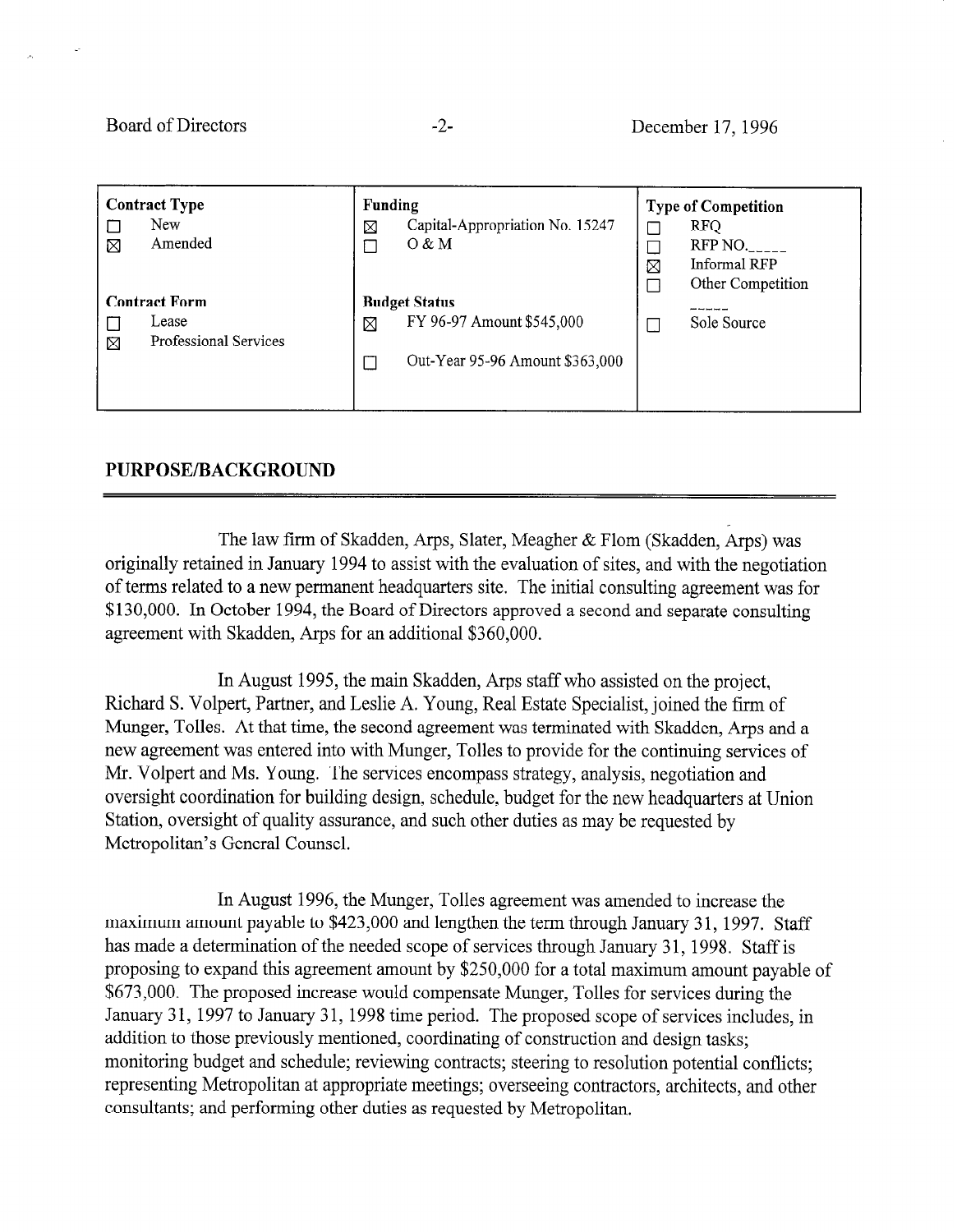| Contract Type | Funding | Type of Competition |
|---|---|---|
| ☐ New | ☒ Capital-Appropriation No. 15247 | ☐ RFQ |
| ☒ Amended | ☐ O & M | ☐ RFP NO._____ |
| | | ☒ Informal RFP |
| **Contract Form** | **Budget Status** | ☐ Other Competition |
| ☐ Lease | ☒ FY 96-97 Amount $545,000 | ----- |
| ☒ Professional Services | ☐ Out-Year 95-96 Amount $363,000 | ☐ Sole Source |

## PURPOSE/BACKGROUND

The law firm of Skadden, Arps, Slater, Meagher & Flom (Skadden, Arps) was originally retained in January 1994 to assist with the evaluation of sites, and with the negotiation of terms related to a new permanent headquarters site. The initial consulting agreement was for $130,000. In October 1994, the Board of Directors approved a second and separate consulting agreement with Skadden, Arps for an additional $360,000.

In August 1995, the main Skadden, Arps staff who assisted on the project, Richard S. Volpert, Partner, and Leslie A. Young, Real Estate Specialist, joined the firm of Munger, Tolles. At that time, the second agreement was terminated with Skadden, Arps and a new agreement was entered into with Munger, Tolles to provide for the continuing services of Mr. Volpert and Ms. Young. The services encompass strategy, analysis, negotiation and oversight coordination for building design, schedule, budget for the new headquarters at Union Station, oversight of quality assurance, and such other duties as may be requested by Metropolitan's General Counsel.

In August 1996, the Munger, Tolles agreement was amended to increase the maximum amount payable to $423,000 and lengthen the term through January 31, 1997. Staff has made a determination of the needed scope of services through January 31, 1998. Staff is proposing to expand this agreement amount by $250,000 for a total maximum amount payable of $673,000. The proposed increase would compensate Munger, Tolles for services during the January 31, 1997 to January 31, 1998 time period. The proposed scope of services includes, in addition to those previously mentioned, coordinating of construction and design tasks; monitoring budget and schedule; reviewing contracts; steering to resolution potential conflicts; representing Metropolitan at appropriate meetings; overseeing contractors, architects, and other consultants; and performing other duties as requested by Metropolitan.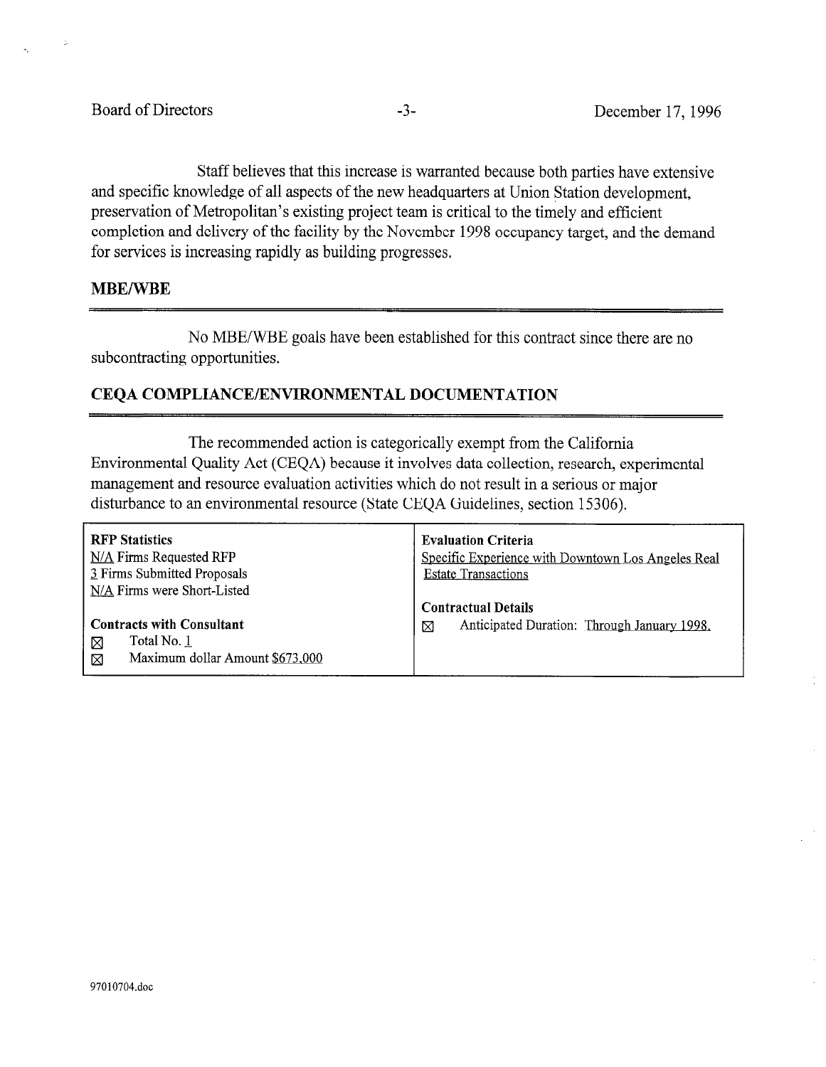Staff believes that this increase is warranted because both parties have extensive and specific knowledge of all aspects of the new headquarters at Union Station development, preservation of Metropolitan's existing project team is critical to the timely and efficient completion and delivery of the facility by the November 1998 occupancy target, and the demand for services is increasing rapidly as building progresses.

## MBE/WBE

No MBE/WBE goals have been established for this contract since there are no subcontracting opportunities.

## CEQA COMPLIANCE/ENVIRONMENTAL DOCUMENTATION

The recommended action is categorically exempt from the California Environmental Quality Act (CEQA) because it involves data collection, research, experimental management and resource evaluation activities which do not result in a serious or major disturbance to an environmental resource (State CEQA Guidelines, section 15306).

| | |
|---|---|
| **RFP Statistics**<br>N/A Firms Requested RFP<br>3 Firms Submitted Proposals<br>N/A Firms were Short-Listed | **Evaluation Criteria**<br>Specific Experience with Downtown Los Angeles Real Estate Transactions |
| **Contracts with Consultant**<br>☒ Total No. 1<br>☒ Maximum dollar Amount $673,000 | **Contractual Details**<br>☒ Anticipated Duration: Through January 1998. |

97010704.doc